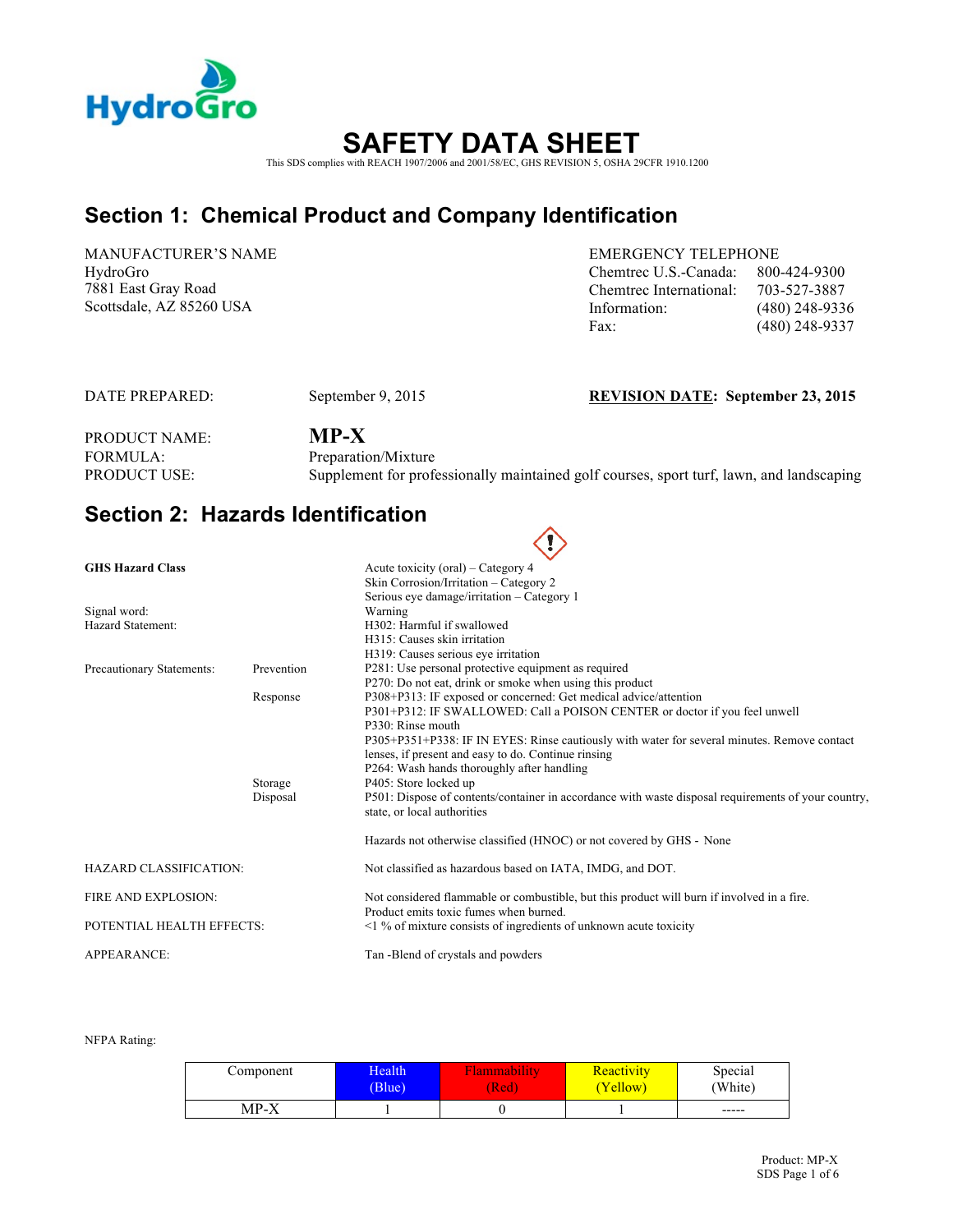HydroGro

# SAFETY DATA SHEET

This SDS complies with REACH 1907/2006 and 2001/58/EC, GHS REVISION 5, OSHA 29CFR 1910.1200

## Section 1: Chemical Product and Company Identification

MANUFACTURER'S NAME
HydroGro
7881 East Gray Road
Scottsdale, AZ 85260 USA

EMERGENCY TELEPHONE

| | |
|---|---|
| Chemtrec U.S.-Canada: | 800-424-9300 |
| Chemtrec International: | 703-527-3887 |
| Information: | (480) 248-9336 |
| Fax: | (480) 248-9337 |

DATE PREPARED: September 9, 2015

**REVISION DATE: September 23, 2015**

PRODUCT NAME: **MP-X**
FORMULA: Preparation/Mixture
PRODUCT USE: Supplement for professionally maintained golf courses, sport turf, lawn, and landscaping

## Section 2: Hazards Identification

**GHS Hazard Class**
Acute toxicity (oral) – Category 4
Skin Corrosion/Irritation – Category 2
Serious eye damage/irritation – Category 1

Signal word: Warning

Hazard Statement:
H302: Harmful if swallowed
H315: Causes skin irritation
H319: Causes serious eye irritation

Precautionary Statements:

Prevention
P281: Use personal protective equipment as required
P270: Do not eat, drink or smoke when using this product

Response
P308+P313: IF exposed or concerned: Get medical advice/attention
P301+P312: IF SWALLOWED: Call a POISON CENTER or doctor if you feel unwell
P330: Rinse mouth
P305+P351+P338: IF IN EYES: Rinse cautiously with water for several minutes. Remove contact lenses, if present and easy to do. Continue rinsing
P264: Wash hands thoroughly after handling

Storage
P405: Store locked up

Disposal
P501: Dispose of contents/container in accordance with waste disposal requirements of your country, state, or local authorities

Hazards not otherwise classified (HNOC) or not covered by GHS - None

HAZARD CLASSIFICATION: Not classified as hazardous based on IATA, IMDG, and DOT.

FIRE AND EXPLOSION: Not considered flammable or combustible, but this product will burn if involved in a fire. Product emits toxic fumes when burned.

POTENTIAL HEALTH EFFECTS: <1 % of mixture consists of ingredients of unknown acute toxicity

APPEARANCE: Tan -Blend of crystals and powders

NFPA Rating:

| Component | Health (Blue) | Flammability (Red) | Reactivity (Yellow) | Special (White) |
|---|---|---|---|---|
| MP-X | 1 | 0 | 1 | ----- |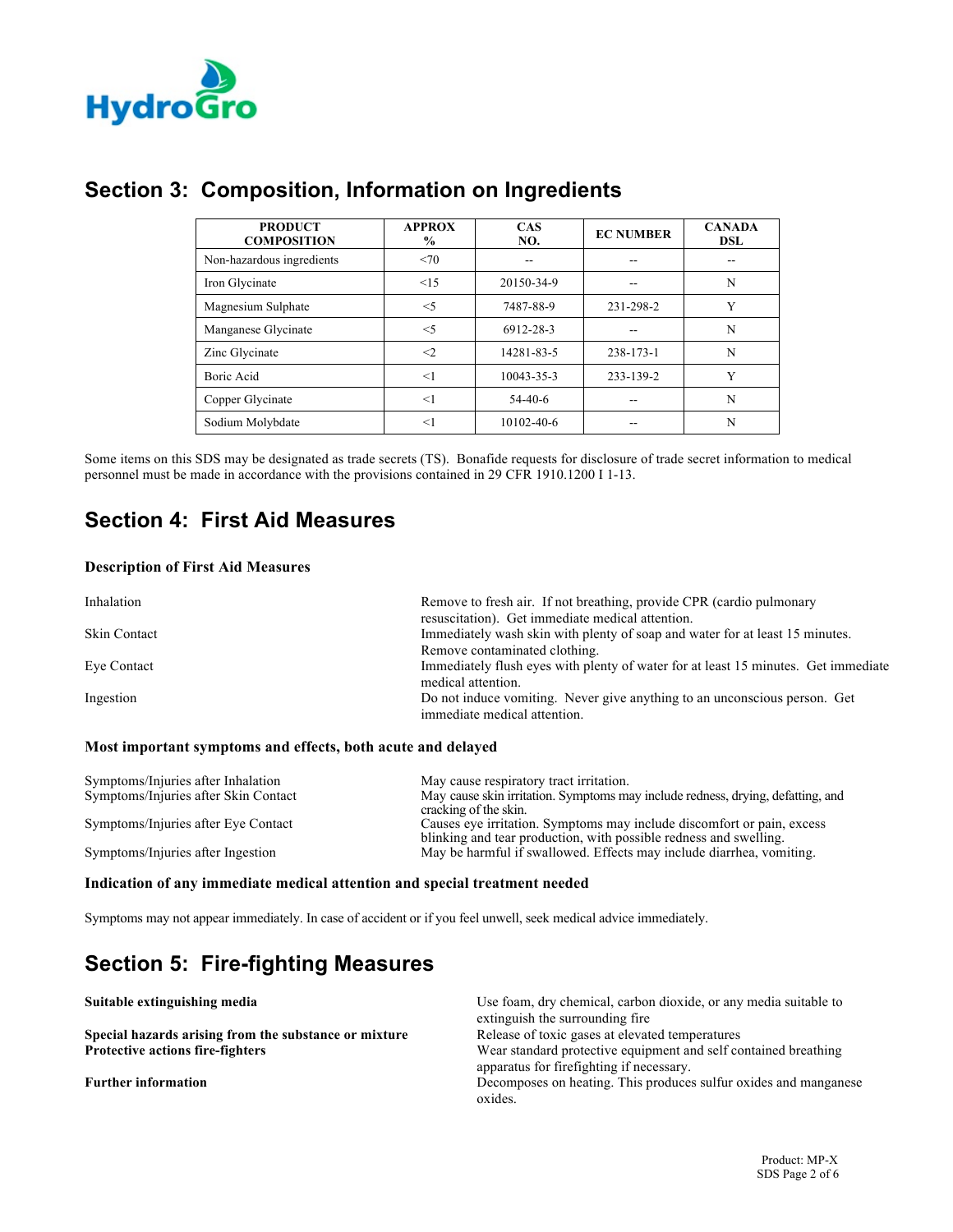## Section 3: Composition, Information on Ingredients

| PRODUCT COMPOSITION | APPROX % | CAS NO. | EC NUMBER | CANADA DSL |
|---|---|---|---|---|
| Non-hazardous ingredients | <70 | -- | -- | -- |
| Iron Glycinate | <15 | 20150-34-9 | -- | N |
| Magnesium Sulphate | <5 | 7487-88-9 | 231-298-2 | Y |
| Manganese Glycinate | <5 | 6912-28-3 | -- | N |
| Zinc Glycinate | <2 | 14281-83-5 | 238-173-1 | N |
| Boric Acid | <1 | 10043-35-3 | 233-139-2 | Y |
| Copper Glycinate | <1 | 54-40-6 | -- | N |
| Sodium Molybdate | <1 | 10102-40-6 | -- | N |

Some items on this SDS may be designated as trade secrets (TS). Bonafide requests for disclosure of trade secret information to medical personnel must be made in accordance with the provisions contained in 29 CFR 1910.1200 I 1-13.

## Section 4: First Aid Measures

### Description of First Aid Measures

| | |
|---|---|
| Inhalation | Remove to fresh air. If not breathing, provide CPR (cardio pulmonary resuscitation). Get immediate medical attention. |
| Skin Contact | Immediately wash skin with plenty of soap and water for at least 15 minutes. Remove contaminated clothing. |
| Eye Contact | Immediately flush eyes with plenty of water for at least 15 minutes. Get immediate medical attention. |
| Ingestion | Do not induce vomiting. Never give anything to an unconscious person. Get immediate medical attention. |

### Most important symptoms and effects, both acute and delayed

| | |
|---|---|
| Symptoms/Injuries after Inhalation | May cause respiratory tract irritation. |
| Symptoms/Injuries after Skin Contact | May cause skin irritation. Symptoms may include redness, drying, defatting, and cracking of the skin. |
| Symptoms/Injuries after Eye Contact | Causes eye irritation. Symptoms may include discomfort or pain, excess blinking and tear production, with possible redness and swelling. |
| Symptoms/Injuries after Ingestion | May be harmful if swallowed. Effects may include diarrhea, vomiting. |

### Indication of any immediate medical attention and special treatment needed

Symptoms may not appear immediately. In case of accident or if you feel unwell, seek medical advice immediately.

## Section 5: Fire-fighting Measures

| | |
|---|---|
| **Suitable extinguishing media** | Use foam, dry chemical, carbon dioxide, or any media suitable to extinguish the surrounding fire |
| **Special hazards arising from the substance or mixture** | Release of toxic gases at elevated temperatures |
| **Protective actions fire-fighters** | Wear standard protective equipment and self contained breathing apparatus for firefighting if necessary. |
| **Further information** | Decomposes on heating. This produces sulfur oxides and manganese oxides. |

Product: MP-X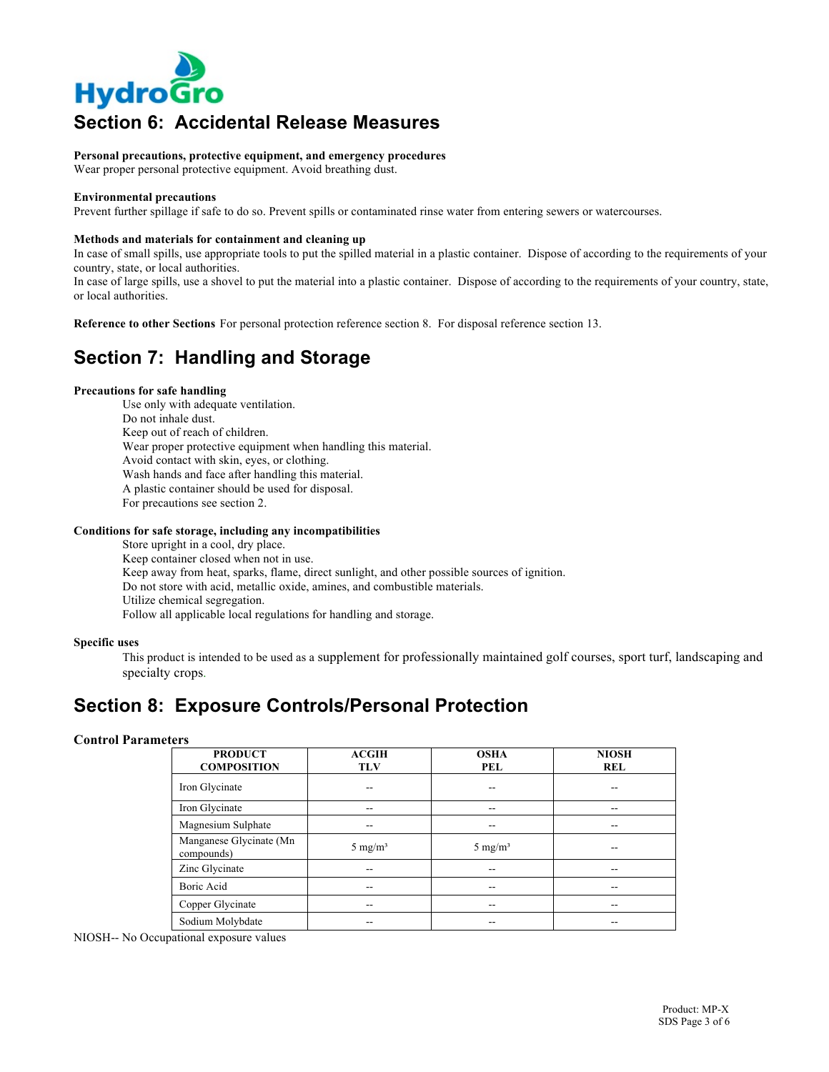## Section 6: Accidental Release Measures

**Personal precautions, protective equipment, and emergency procedures**
Wear proper personal protective equipment. Avoid breathing dust.

**Environmental precautions**
Prevent further spillage if safe to do so. Prevent spills or contaminated rinse water from entering sewers or watercourses.

**Methods and materials for containment and cleaning up**
In case of small spills, use appropriate tools to put the spilled material in a plastic container. Dispose of according to the requirements of your country, state, or local authorities.
In case of large spills, use a shovel to put the material into a plastic container. Dispose of according to the requirements of your country, state, or local authorities.

**Reference to other Sections** For personal protection reference section 8. For disposal reference section 13.

## Section 7: Handling and Storage

**Precautions for safe handling**

Use only with adequate ventilation.
Do not inhale dust.
Keep out of reach of children.
Wear proper protective equipment when handling this material.
Avoid contact with skin, eyes, or clothing.
Wash hands and face after handling this material.
A plastic container should be used for disposal.
For precautions see section 2.

**Conditions for safe storage, including any incompatibilities**

Store upright in a cool, dry place.
Keep container closed when not in use.
Keep away from heat, sparks, flame, direct sunlight, and other possible sources of ignition.
Do not store with acid, metallic oxide, amines, and combustible materials.
Utilize chemical segregation.
Follow all applicable local regulations for handling and storage.

**Specific uses**

This product is intended to be used as a supplement for professionally maintained golf courses, sport turf, landscaping and specialty crops.

## Section 8: Exposure Controls/Personal Protection

**Control Parameters**

| PRODUCT COMPOSITION | ACGIH TLV | OSHA PEL | NIOSH REL |
|---|---|---|---|
| Iron Glycinate | -- | -- | -- |
| Iron Glycinate | -- | -- | -- |
| Magnesium Sulphate | -- | -- | -- |
| Manganese Glycinate (Mn compounds) | 5 mg/m³ | 5 mg/m³ | -- |
| Zinc Glycinate | -- | -- | -- |
| Boric Acid | -- | -- | -- |
| Copper Glycinate | -- | -- | -- |
| Sodium Molybdate | -- | -- | -- |

NIOSH-- No Occupational exposure values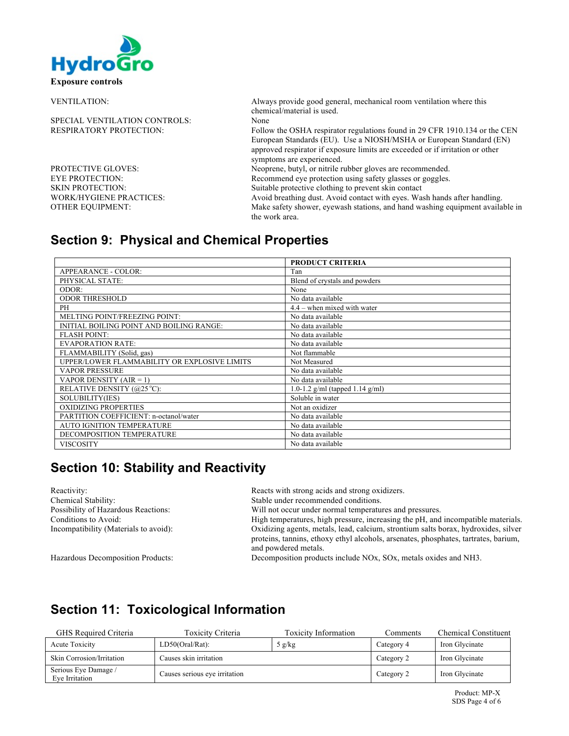**Exposure controls**

| | |
|---|---|
| VENTILATION: | Always provide good general, mechanical room ventilation where this chemical/material is used. |
| SPECIAL VENTILATION CONTROLS: | None |
| RESPIRATORY PROTECTION: | Follow the OSHA respirator regulations found in 29 CFR 1910.134 or the CEN European Standards (EU). Use a NIOSH/MSHA or European Standard (EN) approved respirator if exposure limits are exceeded or if irritation or other symptoms are experienced. |
| PROTECTIVE GLOVES: | Neoprene, butyl, or nitrile rubber gloves are recommended. |
| EYE PROTECTION: | Recommend eye protection using safety glasses or goggles. |
| SKIN PROTECTION: | Suitable protective clothing to prevent skin contact |
| WORK/HYGIENE PRACTICES: | Avoid breathing dust. Avoid contact with eyes. Wash hands after handling. |
| OTHER EQUIPMENT: | Make safety shower, eyewash stations, and hand washing equipment available in the work area. |

## Section 9: Physical and Chemical Properties

| | PRODUCT CRITERIA |
|---|---|
| APPEARANCE - COLOR: | Tan |
| PHYSICAL STATE: | Blend of crystals and powders |
| ODOR: | None |
| ODOR THRESHOLD | No data available |
| PH | 4.4 – when mixed with water |
| MELTING POINT/FREEZING POINT: | No data available |
| INITIAL BOILING POINT AND BOILING RANGE: | No data available |
| FLASH POINT: | No data available |
| EVAPORATION RATE: | No data available |
| FLAMMABILITY (Solid, gas) | Not flammable |
| UPPER/LOWER FLAMMABILITY OR EXPLOSIVE LIMITS | Not Measured |
| VAPOR PRESSURE | No data available |
| VAPOR DENSITY (AIR = 1) | No data available |
| RELATIVE DENSITY (@25 °C): | 1.0-1.2 g/ml (tapped 1.14 g/ml) |
| SOLUBILITY(IES) | Soluble in water |
| OXIDIZING PROPERTIES | Not an oxidizer |
| PARTITION COEFFICIENT: n-octanol/water | No data available |
| AUTO IGNITION TEMPERATURE | No data available |
| DECOMPOSITION TEMPERATURE | No data available |
| VISCOSITY | No data available |

## Section 10: Stability and Reactivity

| | |
|---|---|
| Reactivity: | Reacts with strong acids and strong oxidizers. |
| Chemical Stability: | Stable under recommended conditions. |
| Possibility of Hazardous Reactions: | Will not occur under normal temperatures and pressures. |
| Conditions to Avoid: | High temperatures, high pressure, increasing the pH, and incompatible materials. |
| Incompatibility (Materials to avoid): | Oxidizing agents, metals, lead, calcium, strontium salts borax, hydroxides, silver proteins, tannins, ethoxy ethyl alcohols, arsenates, phosphates, tartrates, barium, and powdered metals. |
| Hazardous Decomposition Products: | Decomposition products include NOx, SOx, metals oxides and NH3. |

## Section 11: Toxicological Information

| GHS Required Criteria | Toxicity Criteria | Toxicity Information | Comments | Chemical Constituent |
|---|---|---|---|---|
| Acute Toxicity | LD50(Oral/Rat): | 5 g/kg | Category 4 | Iron Glycinate |
| Skin Corrosion/Irritation | Causes skin irritation | | Category 2 | Iron Glycinate |
| Serious Eye Damage / Eye Irritation | Causes serious eye irritation | | Category 2 | Iron Glycinate |

Product: MP-X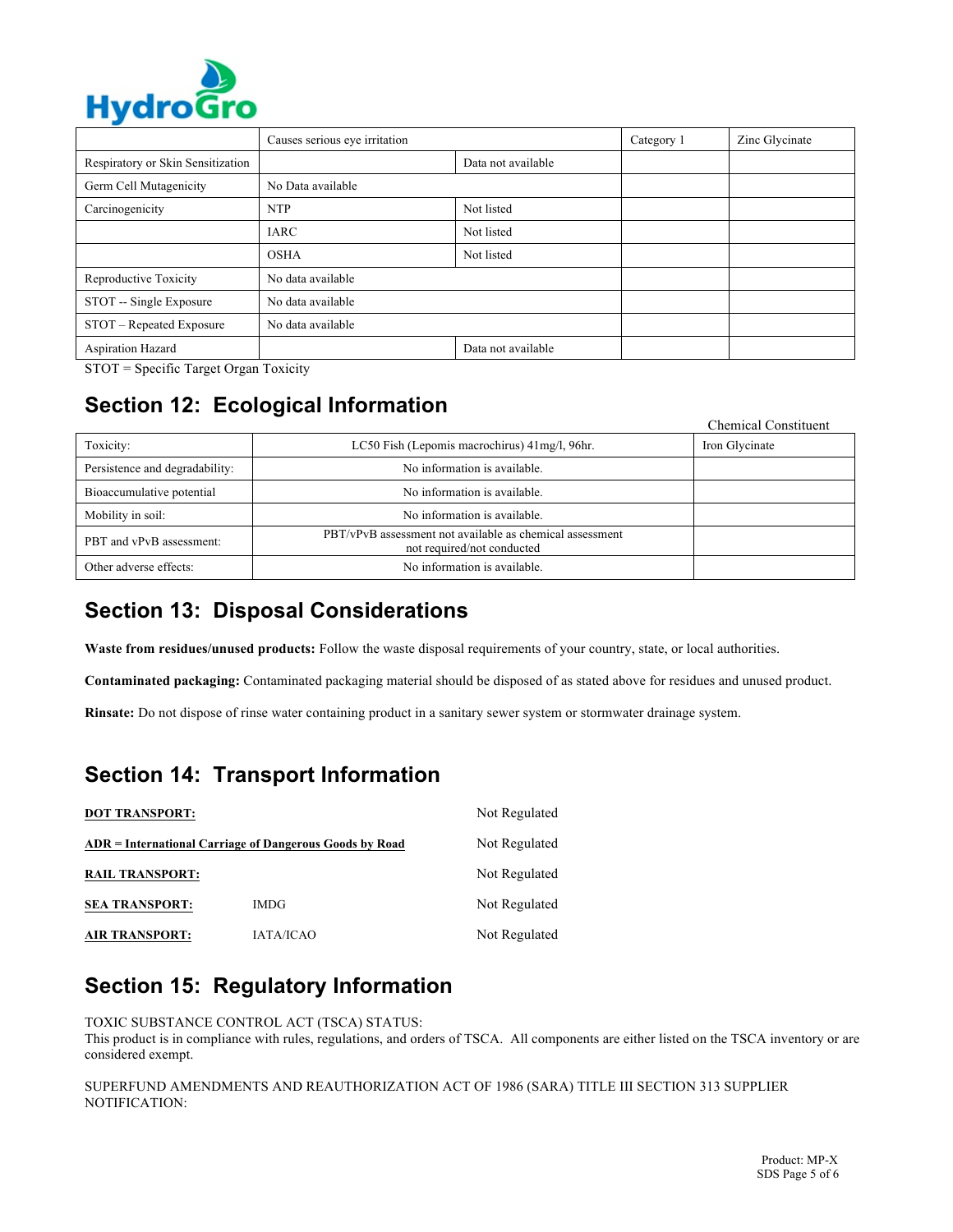| | | | | |
|---|---|---|---|---|
| | Causes serious eye irritation | | Category 1 | Zinc Glycinate |
| Respiratory or Skin Sensitization | | Data not available | | |
| Germ Cell Mutagenicity | No Data available | | | |
| Carcinogenicity | NTP | Not listed | | |
| | IARC | Not listed | | |
| | OSHA | Not listed | | |
| Reproductive Toxicity | No data available | | | |
| STOT -- Single Exposure | No data available | | | |
| STOT – Repeated Exposure | No data available | | | |
| Aspiration Hazard | | Data not available | | |

STOT = Specific Target Organ Toxicity

## Section 12: Ecological Information

| | | Chemical Constituent |
|---|---|---|
| Toxicity: | LC50 Fish (Lepomis macrochirus) 41mg/l, 96hr. | Iron Glycinate |
| Persistence and degradability: | No information is available. | |
| Bioaccumulative potential | No information is available. | |
| Mobility in soil: | No information is available. | |
| PBT and vPvB assessment: | PBT/vPvB assessment not available as chemical assessment not required/not conducted | |
| Other adverse effects: | No information is available. | |

## Section 13: Disposal Considerations

**Waste from residues/unused products:** Follow the waste disposal requirements of your country, state, or local authorities.

**Contaminated packaging:** Contaminated packaging material should be disposed of as stated above for residues and unused product.

**Rinsate:** Do not dispose of rinse water containing product in a sanitary sewer system or stormwater drainage system.

## Section 14: Transport Information

| | | |
|---|---|---|
| **DOT TRANSPORT:** | | Not Regulated |
| **ADR = International Carriage of Dangerous Goods by Road** | | Not Regulated |
| **RAIL TRANSPORT:** | | Not Regulated |
| **SEA TRANSPORT:** | IMDG | Not Regulated |
| **AIR TRANSPORT:** | IATA/ICAO | Not Regulated |

## Section 15: Regulatory Information

TOXIC SUBSTANCE CONTROL ACT (TSCA) STATUS:
This product is in compliance with rules, regulations, and orders of TSCA. All components are either listed on the TSCA inventory or are considered exempt.

SUPERFUND AMENDMENTS AND REAUTHORIZATION ACT OF 1986 (SARA) TITLE III SECTION 313 SUPPLIER NOTIFICATION: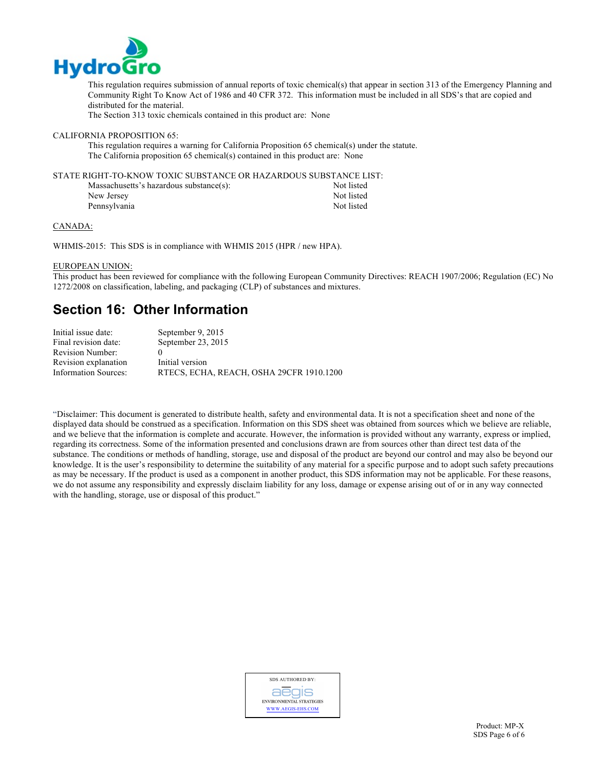This regulation requires submission of annual reports of toxic chemical(s) that appear in section 313 of the Emergency Planning and Community Right To Know Act of 1986 and 40 CFR 372. This information must be included in all SDS's that are copied and distributed for the material.
The Section 313 toxic chemicals contained in this product are: None

CALIFORNIA PROPOSITION 65:

This regulation requires a warning for California Proposition 65 chemical(s) under the statute.
The California proposition 65 chemical(s) contained in this product are: None

STATE RIGHT-TO-KNOW TOXIC SUBSTANCE OR HAZARDOUS SUBSTANCE LIST:

| | |
|---|---|
| Massachusetts's hazardous substance(s): | Not listed |
| New Jersey | Not listed |
| Pennsylvania | Not listed |

CANADA:

WHMIS-2015: This SDS is in compliance with WHMIS 2015 (HPR / new HPA).

EUROPEAN UNION:

This product has been reviewed for compliance with the following European Community Directives: REACH 1907/2006; Regulation (EC) No 1272/2008 on classification, labeling, and packaging (CLP) of substances and mixtures.

## Section 16: Other Information

| | |
|---|---|
| Initial issue date: | September 9, 2015 |
| Final revision date: | September 23, 2015 |
| Revision Number: | 0 |
| Revision explanation | Initial version |
| Information Sources: | RTECS, ECHA, REACH, OSHA 29CFR 1910.1200 |

"Disclaimer: This document is generated to distribute health, safety and environmental data. It is not a specification sheet and none of the displayed data should be construed as a specification. Information on this SDS sheet was obtained from sources which we believe are reliable, and we believe that the information is complete and accurate. However, the information is provided without any warranty, express or implied, regarding its correctness. Some of the information presented and conclusions drawn are from sources other than direct test data of the substance. The conditions or methods of handling, storage, use and disposal of the product are beyond our control and may also be beyond our knowledge. It is the user's responsibility to determine the suitability of any material for a specific purpose and to adopt such safety precautions as may be necessary. If the product is used as a component in another product, this SDS information may not be applicable. For these reasons, we do not assume any responsibility and expressly disclaim liability for any loss, damage or expense arising out of or in any way connected with the handling, storage, use or disposal of this product."

SDS AUTHORED BY:
aegis
ENVIRONMENTAL STRATEGIES
WWW.AEGIS-EHS.COM

Product: MP-X